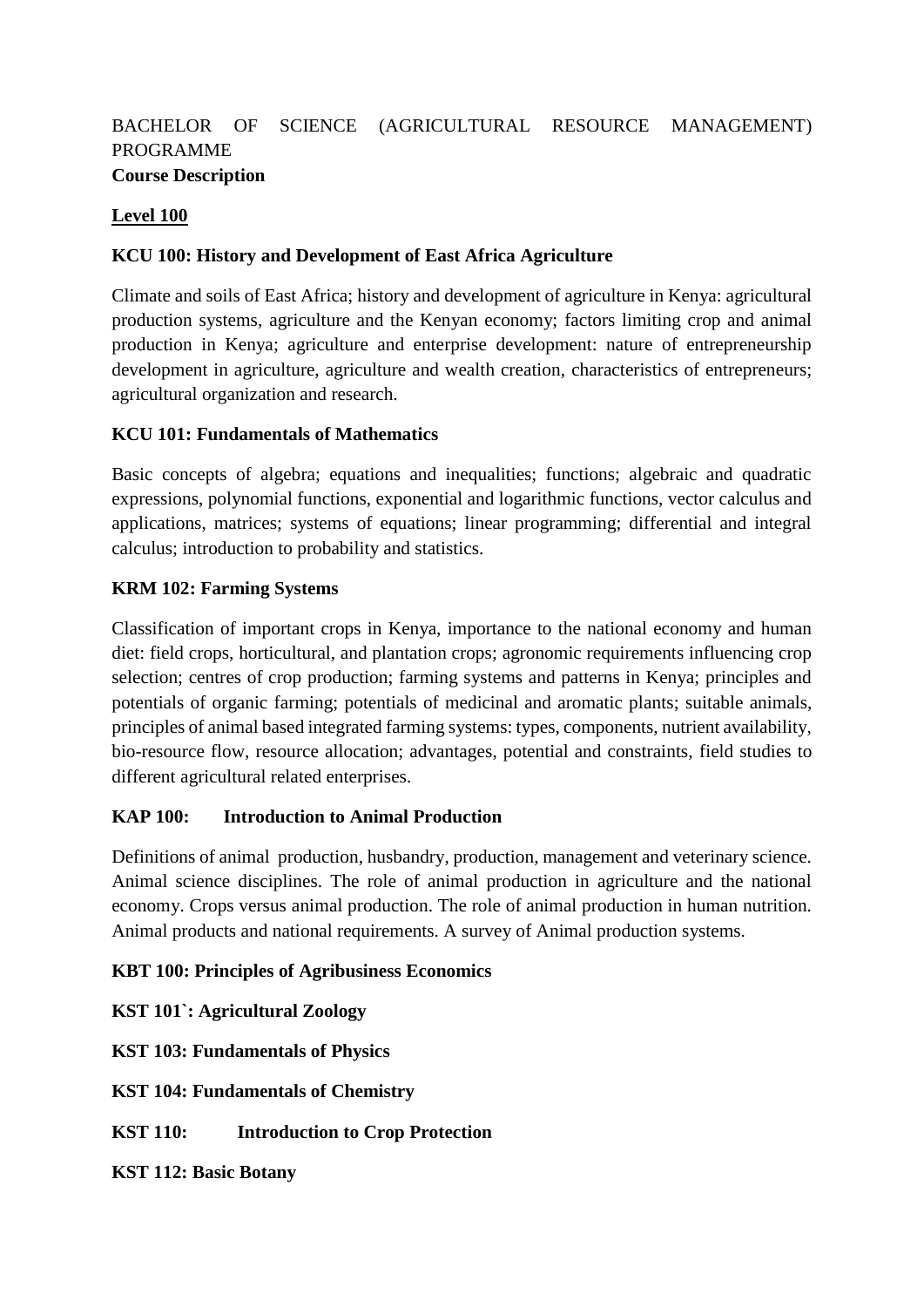BACHELOR OF SCIENCE (AGRICULTURAL RESOURCE MANAGEMENT) PROGRAMME

**Course Description**

## Level 100

### KCU 100: History and Development of East Africa Agriculture

Climate and soils of East Africa; history and development of agriculture in Kenya: agricultural production systems, agriculture and the Kenyan economy; factors limiting crop and animal production in Kenya; agriculture and enterprise development: nature of entrepreneurship development in agriculture, agriculture and wealth creation, characteristics of entrepreneurs; agricultural organization and research.

### KCU 101: Fundamentals of Mathematics

Basic concepts of algebra; equations and inequalities; functions; algebraic and quadratic expressions, polynomial functions, exponential and logarithmic functions, vector calculus and applications, matrices; systems of equations; linear programming; differential and integral calculus; introduction to probability and statistics.

### KRM 102: Farming Systems

Classification of important crops in Kenya, importance to the national economy and human diet: field crops, horticultural, and plantation crops; agronomic requirements influencing crop selection; centres of crop production; farming systems and patterns in Kenya; principles and potentials of organic farming; potentials of medicinal and aromatic plants; suitable animals, principles of animal based integrated farming systems: types, components, nutrient availability, bio-resource flow, resource allocation; advantages, potential and constraints, field studies to different agricultural related enterprises.

### KAP 100: Introduction to Animal Production

Definitions of animal production, husbandry, production, management and veterinary science. Animal science disciplines. The role of animal production in agriculture and the national economy. Crops versus animal production. The role of animal production in human nutrition. Animal products and national requirements. A survey of Animal production systems.

### KBT 100: Principles of Agribusiness Economics

### KST 101`: Agricultural Zoology

### KST 103: Fundamentals of Physics

### KST 104: Fundamentals of Chemistry

### KST 110: Introduction to Crop Protection

### KST 112: Basic Botany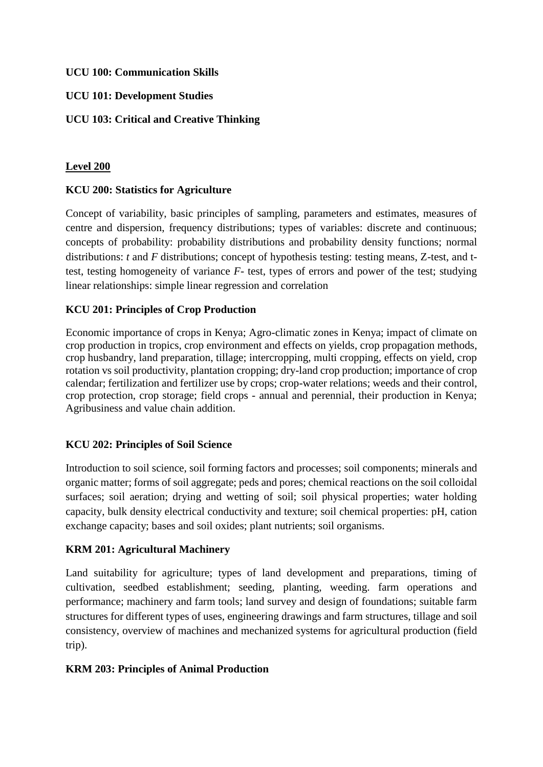**UCU 100: Communication Skills**

**UCU 101: Development Studies**

**UCU 103: Critical and Creative Thinking**

## Level 200

**KCU 200: Statistics for Agriculture**

Concept of variability, basic principles of sampling, parameters and estimates, measures of centre and dispersion, frequency distributions; types of variables: discrete and continuous; concepts of probability: probability distributions and probability density functions; normal distributions: *t* and *F* distributions; concept of hypothesis testing: testing means, Z-test, and t-test, testing homogeneity of variance *F*- test, types of errors and power of the test; studying linear relationships: simple linear regression and correlation

**KCU 201: Principles of Crop Production**

Economic importance of crops in Kenya; Agro-climatic zones in Kenya; impact of climate on crop production in tropics, crop environment and effects on yields, crop propagation methods, crop husbandry, land preparation, tillage; intercropping, multi cropping, effects on yield, crop rotation vs soil productivity, plantation cropping; dry-land crop production; importance of crop calendar; fertilization and fertilizer use by crops; crop-water relations; weeds and their control, crop protection, crop storage; field crops - annual and perennial, their production in Kenya; Agribusiness and value chain addition.

**KCU 202: Principles of Soil Science**

Introduction to soil science, soil forming factors and processes; soil components; minerals and organic matter; forms of soil aggregate; peds and pores; chemical reactions on the soil colloidal surfaces; soil aeration; drying and wetting of soil; soil physical properties; water holding capacity, bulk density electrical conductivity and texture; soil chemical properties: pH, cation exchange capacity; bases and soil oxides; plant nutrients; soil organisms.

**KRM 201: Agricultural Machinery**

Land suitability for agriculture; types of land development and preparations, timing of cultivation, seedbed establishment; seeding, planting, weeding. farm operations and performance; machinery and farm tools; land survey and design of foundations; suitable farm structures for different types of uses, engineering drawings and farm structures, tillage and soil consistency, overview of machines and mechanized systems for agricultural production (field trip).

**KRM 203: Principles of Animal Production**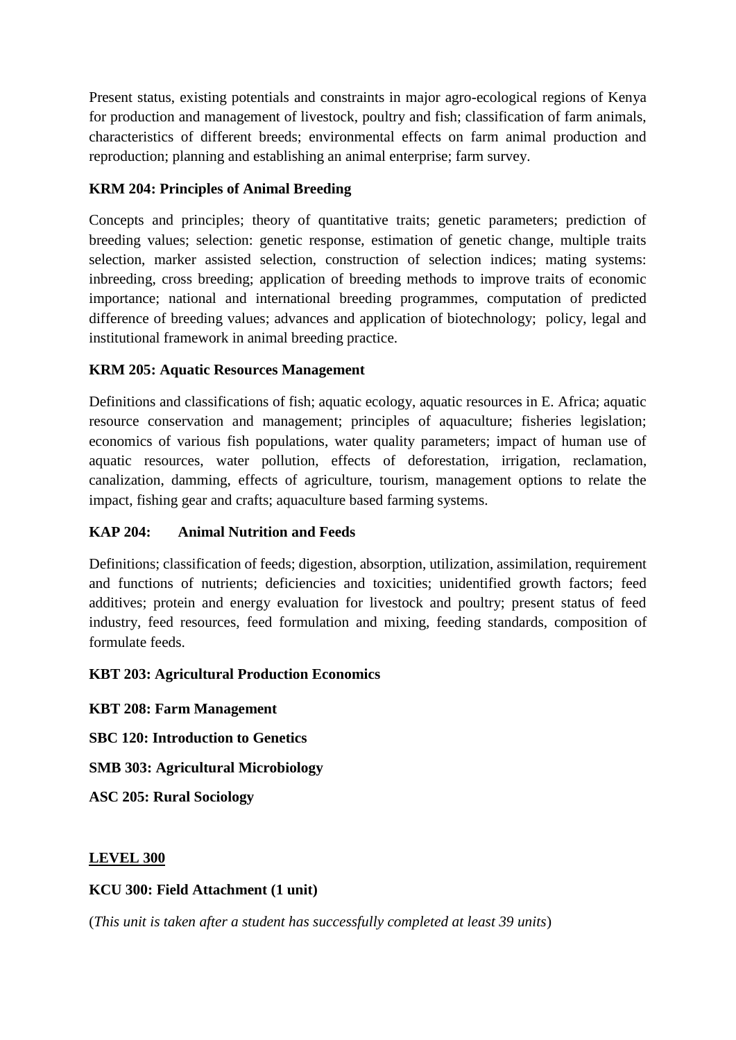Present status, existing potentials and constraints in major agro-ecological regions of Kenya for production and management of livestock, poultry and fish; classification of farm animals, characteristics of different breeds; environmental effects on farm animal production and reproduction; planning and establishing an animal enterprise; farm survey.

**KRM 204: Principles of Animal Breeding**

Concepts and principles; theory of quantitative traits; genetic parameters; prediction of breeding values; selection: genetic response, estimation of genetic change, multiple traits selection, marker assisted selection, construction of selection indices; mating systems: inbreeding, cross breeding; application of breeding methods to improve traits of economic importance; national and international breeding programmes, computation of predicted difference of breeding values; advances and application of biotechnology; policy, legal and institutional framework in animal breeding practice.

**KRM 205: Aquatic Resources Management**

Definitions and classifications of fish; aquatic ecology, aquatic resources in E. Africa; aquatic resource conservation and management; principles of aquaculture; fisheries legislation; economics of various fish populations, water quality parameters; impact of human use of aquatic resources, water pollution, effects of deforestation, irrigation, reclamation, canalization, damming, effects of agriculture, tourism, management options to relate the impact, fishing gear and crafts; aquaculture based farming systems.

**KAP 204: Animal Nutrition and Feeds**

Definitions; classification of feeds; digestion, absorption, utilization, assimilation, requirement and functions of nutrients; deficiencies and toxicities; unidentified growth factors; feed additives; protein and energy evaluation for livestock and poultry; present status of feed industry, feed resources, feed formulation and mixing, feeding standards, composition of formulate feeds.

**KBT 203: Agricultural Production Economics**

**KBT 208: Farm Management**

**SBC 120: Introduction to Genetics**

**SMB 303: Agricultural Microbiology**

**ASC 205: Rural Sociology**

## LEVEL 300

**KCU 300: Field Attachment (1 unit)**

(*This unit is taken after a student has successfully completed at least 39 units*)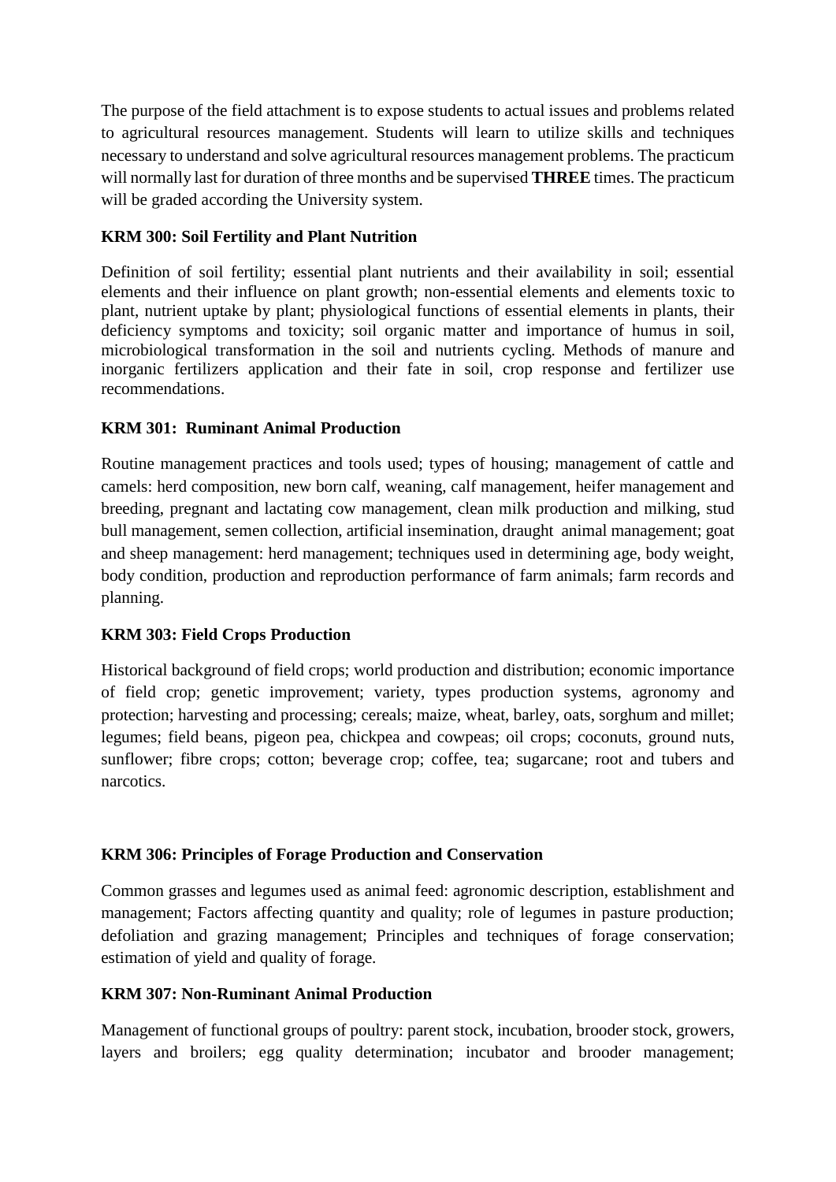The purpose of the field attachment is to expose students to actual issues and problems related to agricultural resources management. Students will learn to utilize skills and techniques necessary to understand and solve agricultural resources management problems. The practicum will normally last for duration of three months and be supervised **THREE** times. The practicum will be graded according the University system.

**KRM 300: Soil Fertility and Plant Nutrition**

Definition of soil fertility; essential plant nutrients and their availability in soil; essential elements and their influence on plant growth; non-essential elements and elements toxic to plant, nutrient uptake by plant; physiological functions of essential elements in plants, their deficiency symptoms and toxicity; soil organic matter and importance of humus in soil, microbiological transformation in the soil and nutrients cycling. Methods of manure and inorganic fertilizers application and their fate in soil, crop response and fertilizer use recommendations.

**KRM 301: Ruminant Animal Production**

Routine management practices and tools used; types of housing; management of cattle and camels: herd composition, new born calf, weaning, calf management, heifer management and breeding, pregnant and lactating cow management, clean milk production and milking, stud bull management, semen collection, artificial insemination, draught animal management; goat and sheep management: herd management; techniques used in determining age, body weight, body condition, production and reproduction performance of farm animals; farm records and planning.

**KRM 303: Field Crops Production**

Historical background of field crops; world production and distribution; economic importance of field crop; genetic improvement; variety, types production systems, agronomy and protection; harvesting and processing; cereals; maize, wheat, barley, oats, sorghum and millet; legumes; field beans, pigeon pea, chickpea and cowpeas; oil crops; coconuts, ground nuts, sunflower; fibre crops; cotton; beverage crop; coffee, tea; sugarcane; root and tubers and narcotics.

**KRM 306: Principles of Forage Production and Conservation**

Common grasses and legumes used as animal feed: agronomic description, establishment and management; Factors affecting quantity and quality; role of legumes in pasture production; defoliation and grazing management; Principles and techniques of forage conservation; estimation of yield and quality of forage.

**KRM 307: Non-Ruminant Animal Production**

Management of functional groups of poultry: parent stock, incubation, brooder stock, growers, layers and broilers; egg quality determination; incubator and brooder management;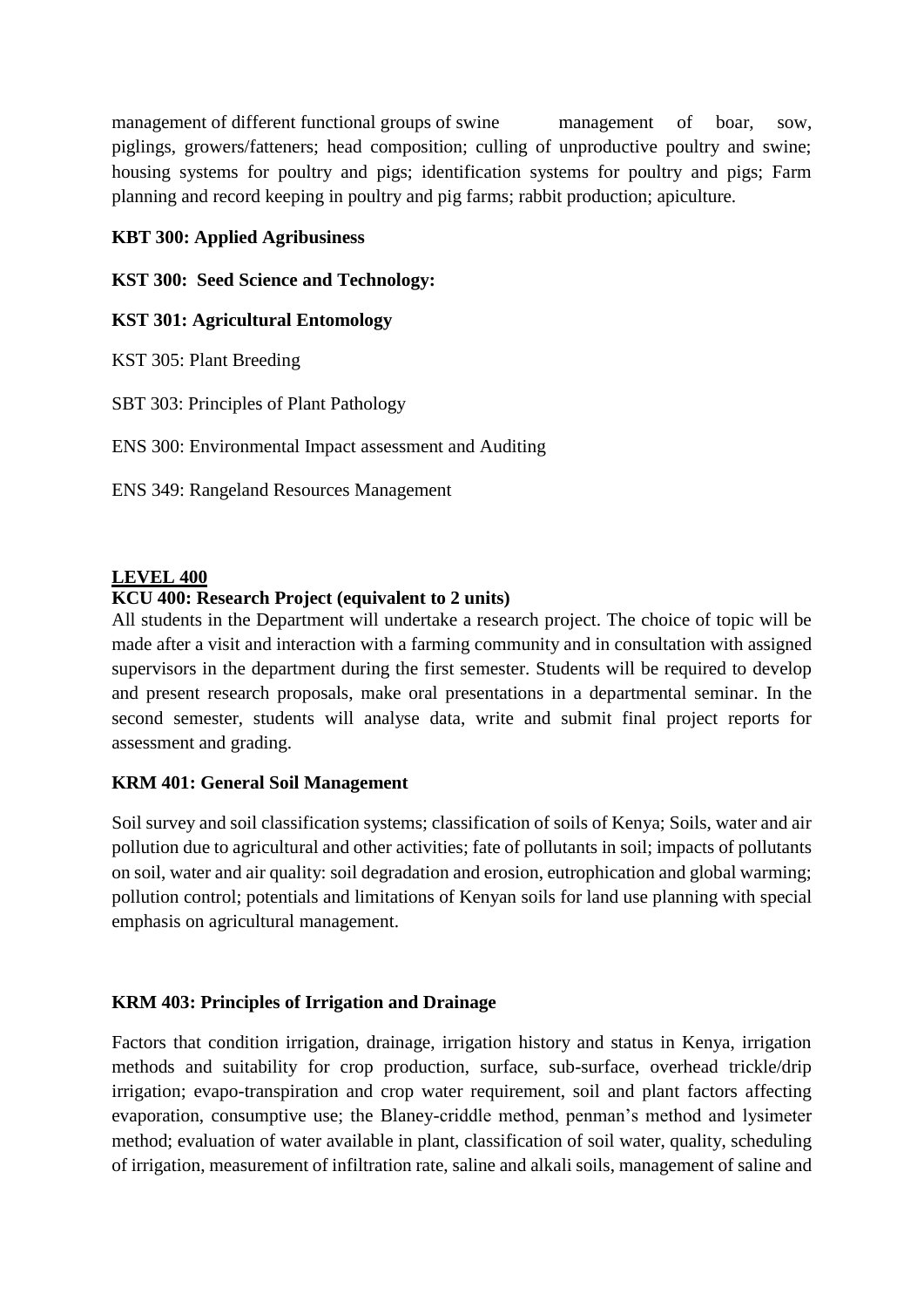management of different functional groups of swine management of boar, sow, piglings, growers/fatteners; head composition; culling of unproductive poultry and swine; housing systems for poultry and pigs; identification systems for poultry and pigs; Farm planning and record keeping in poultry and pig farms; rabbit production; apiculture.

**KBT 300: Applied Agribusiness**

**KST 300: Seed Science and Technology:**

**KST 301: Agricultural Entomology**

KST 305: Plant Breeding

SBT 303: Principles of Plant Pathology

ENS 300: Environmental Impact assessment and Auditing

ENS 349: Rangeland Resources Management

## LEVEL 400

**KCU 400: Research Project (equivalent to 2 units)**

All students in the Department will undertake a research project. The choice of topic will be made after a visit and interaction with a farming community and in consultation with assigned supervisors in the department during the first semester. Students will be required to develop and present research proposals, make oral presentations in a departmental seminar. In the second semester, students will analyse data, write and submit final project reports for assessment and grading.

**KRM 401: General Soil Management**

Soil survey and soil classification systems; classification of soils of Kenya; Soils, water and air pollution due to agricultural and other activities; fate of pollutants in soil; impacts of pollutants on soil, water and air quality: soil degradation and erosion, eutrophication and global warming; pollution control; potentials and limitations of Kenyan soils for land use planning with special emphasis on agricultural management.

**KRM 403: Principles of Irrigation and Drainage**

Factors that condition irrigation, drainage, irrigation history and status in Kenya, irrigation methods and suitability for crop production, surface, sub-surface, overhead trickle/drip irrigation; evapo-transpiration and crop water requirement, soil and plant factors affecting evaporation, consumptive use; the Blaney-criddle method, penman's method and lysimeter method; evaluation of water available in plant, classification of soil water, quality, scheduling of irrigation, measurement of infiltration rate, saline and alkali soils, management of saline and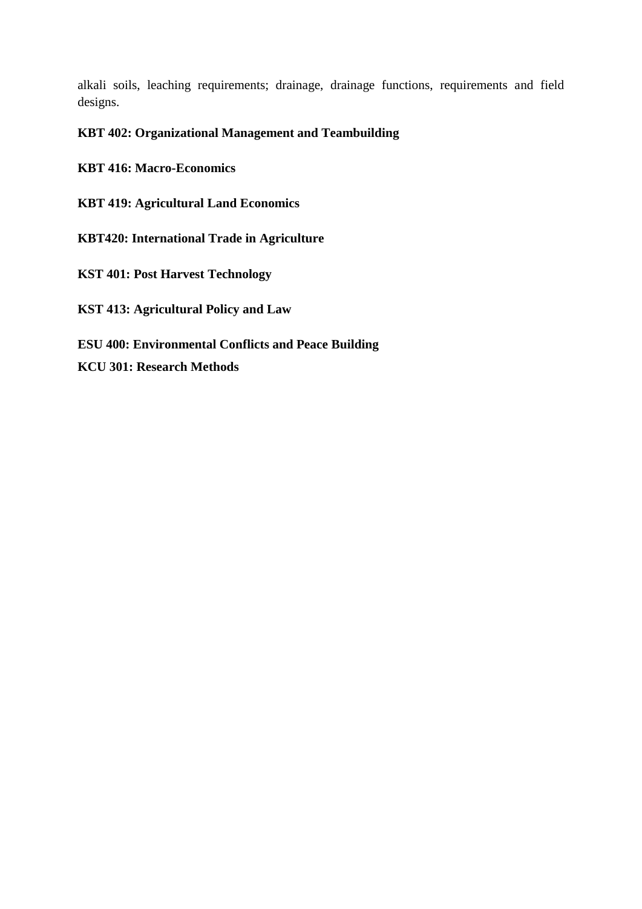alkali soils, leaching requirements; drainage, drainage functions, requirements and field designs.

**KBT 402: Organizational Management and Teambuilding**

**KBT 416: Macro-Economics**

**KBT 419: Agricultural Land Economics**

**KBT420: International Trade in Agriculture**

**KST 401: Post Harvest Technology**

**KST 413: Agricultural Policy and Law**

**ESU 400: Environmental Conflicts and Peace Building**

**KCU 301: Research Methods**